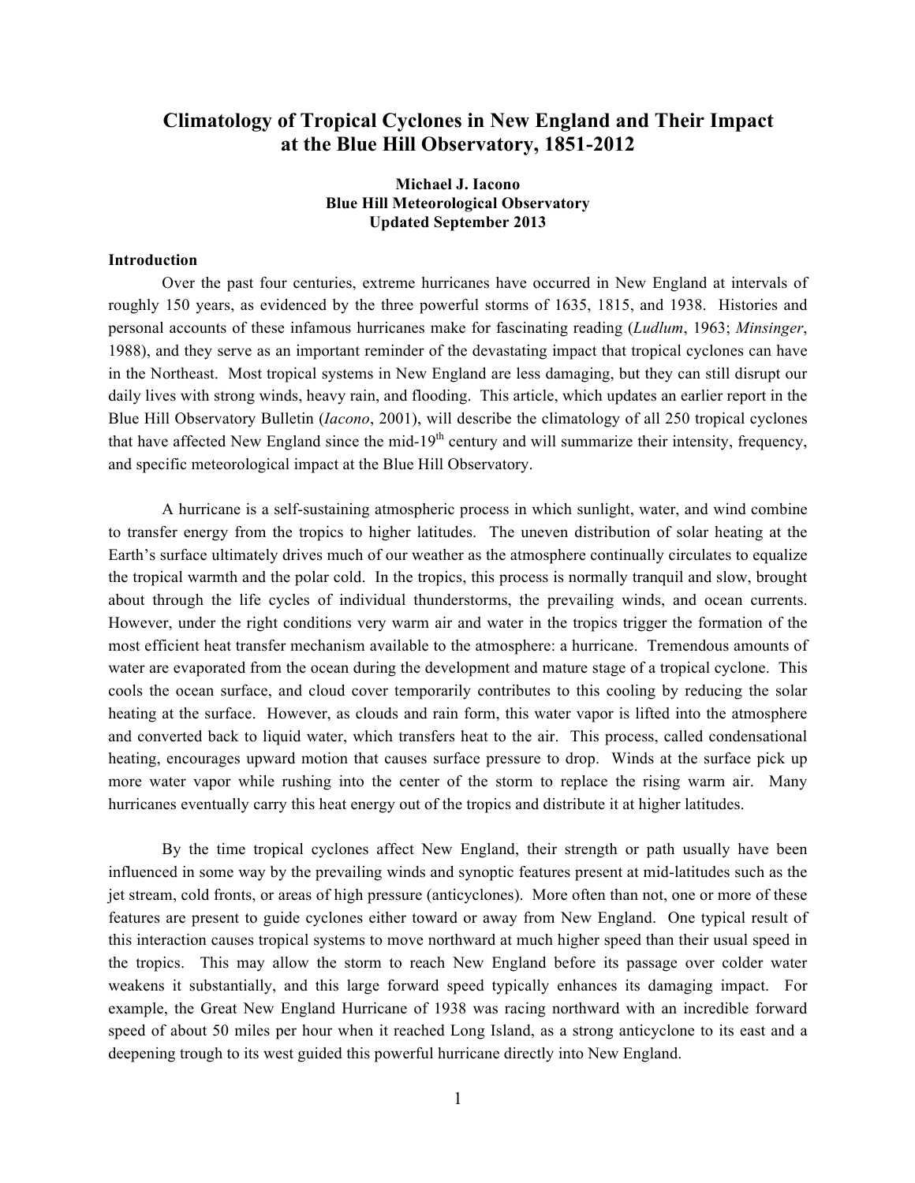# Climatology of Tropical Cyclones in New England and Their Impact at the Blue Hill Observatory, 1851-2012

**Michael J. Iacono**
**Blue Hill Meteorological Observatory**
**Updated September 2013**

## Introduction

Over the past four centuries, extreme hurricanes have occurred in New England at intervals of roughly 150 years, as evidenced by the three powerful storms of 1635, 1815, and 1938. Histories and personal accounts of these infamous hurricanes make for fascinating reading (*Ludlum*, 1963; *Minsinger*, 1988), and they serve as an important reminder of the devastating impact that tropical cyclones can have in the Northeast. Most tropical systems in New England are less damaging, but they can still disrupt our daily lives with strong winds, heavy rain, and flooding. This article, which updates an earlier report in the Blue Hill Observatory Bulletin (*Iacono*, 2001), will describe the climatology of all 250 tropical cyclones that have affected New England since the mid-19th century and will summarize their intensity, frequency, and specific meteorological impact at the Blue Hill Observatory.

A hurricane is a self-sustaining atmospheric process in which sunlight, water, and wind combine to transfer energy from the tropics to higher latitudes. The uneven distribution of solar heating at the Earth's surface ultimately drives much of our weather as the atmosphere continually circulates to equalize the tropical warmth and the polar cold. In the tropics, this process is normally tranquil and slow, brought about through the life cycles of individual thunderstorms, the prevailing winds, and ocean currents. However, under the right conditions very warm air and water in the tropics trigger the formation of the most efficient heat transfer mechanism available to the atmosphere: a hurricane. Tremendous amounts of water are evaporated from the ocean during the development and mature stage of a tropical cyclone. This cools the ocean surface, and cloud cover temporarily contributes to this cooling by reducing the solar heating at the surface. However, as clouds and rain form, this water vapor is lifted into the atmosphere and converted back to liquid water, which transfers heat to the air. This process, called condensational heating, encourages upward motion that causes surface pressure to drop. Winds at the surface pick up more water vapor while rushing into the center of the storm to replace the rising warm air. Many hurricanes eventually carry this heat energy out of the tropics and distribute it at higher latitudes.

By the time tropical cyclones affect New England, their strength or path usually have been influenced in some way by the prevailing winds and synoptic features present at mid-latitudes such as the jet stream, cold fronts, or areas of high pressure (anticyclones). More often than not, one or more of these features are present to guide cyclones either toward or away from New England. One typical result of this interaction causes tropical systems to move northward at much higher speed than their usual speed in the tropics. This may allow the storm to reach New England before its passage over colder water weakens it substantially, and this large forward speed typically enhances its damaging impact. For example, the Great New England Hurricane of 1938 was racing northward with an incredible forward speed of about 50 miles per hour when it reached Long Island, as a strong anticyclone to its east and a deepening trough to its west guided this powerful hurricane directly into New England.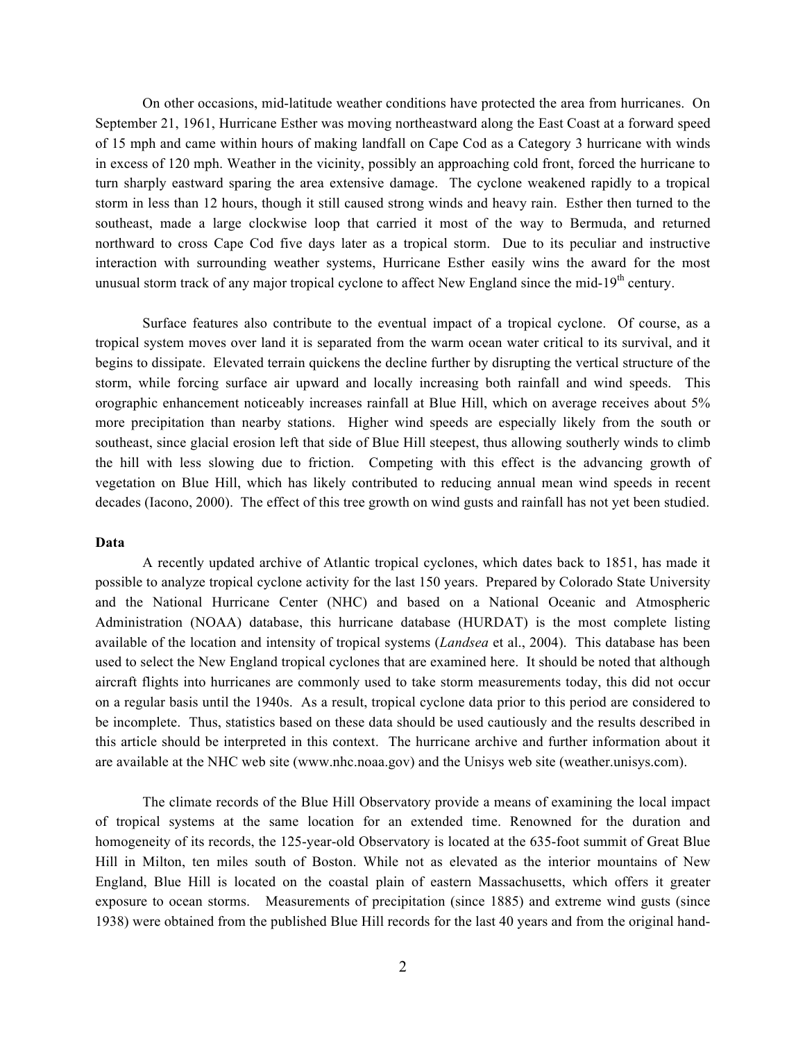On other occasions, mid-latitude weather conditions have protected the area from hurricanes. On September 21, 1961, Hurricane Esther was moving northeastward along the East Coast at a forward speed of 15 mph and came within hours of making landfall on Cape Cod as a Category 3 hurricane with winds in excess of 120 mph. Weather in the vicinity, possibly an approaching cold front, forced the hurricane to turn sharply eastward sparing the area extensive damage. The cyclone weakened rapidly to a tropical storm in less than 12 hours, though it still caused strong winds and heavy rain. Esther then turned to the southeast, made a large clockwise loop that carried it most of the way to Bermuda, and returned northward to cross Cape Cod five days later as a tropical storm. Due to its peculiar and instructive interaction with surrounding weather systems, Hurricane Esther easily wins the award for the most unusual storm track of any major tropical cyclone to affect New England since the mid-19th century.

Surface features also contribute to the eventual impact of a tropical cyclone. Of course, as a tropical system moves over land it is separated from the warm ocean water critical to its survival, and it begins to dissipate. Elevated terrain quickens the decline further by disrupting the vertical structure of the storm, while forcing surface air upward and locally increasing both rainfall and wind speeds. This orographic enhancement noticeably increases rainfall at Blue Hill, which on average receives about 5% more precipitation than nearby stations. Higher wind speeds are especially likely from the south or southeast, since glacial erosion left that side of Blue Hill steepest, thus allowing southerly winds to climb the hill with less slowing due to friction. Competing with this effect is the advancing growth of vegetation on Blue Hill, which has likely contributed to reducing annual mean wind speeds in recent decades (Iacono, 2000). The effect of this tree growth on wind gusts and rainfall has not yet been studied.

**Data**

A recently updated archive of Atlantic tropical cyclones, which dates back to 1851, has made it possible to analyze tropical cyclone activity for the last 150 years. Prepared by Colorado State University and the National Hurricane Center (NHC) and based on a National Oceanic and Atmospheric Administration (NOAA) database, this hurricane database (HURDAT) is the most complete listing available of the location and intensity of tropical systems (*Landsea* et al., 2004). This database has been used to select the New England tropical cyclones that are examined here. It should be noted that although aircraft flights into hurricanes are commonly used to take storm measurements today, this did not occur on a regular basis until the 1940s. As a result, tropical cyclone data prior to this period are considered to be incomplete. Thus, statistics based on these data should be used cautiously and the results described in this article should be interpreted in this context. The hurricane archive and further information about it are available at the NHC web site (www.nhc.noaa.gov) and the Unisys web site (weather.unisys.com).

The climate records of the Blue Hill Observatory provide a means of examining the local impact of tropical systems at the same location for an extended time. Renowned for the duration and homogeneity of its records, the 125-year-old Observatory is located at the 635-foot summit of Great Blue Hill in Milton, ten miles south of Boston. While not as elevated as the interior mountains of New England, Blue Hill is located on the coastal plain of eastern Massachusetts, which offers it greater exposure to ocean storms. Measurements of precipitation (since 1885) and extreme wind gusts (since 1938) were obtained from the published Blue Hill records for the last 40 years and from the original hand-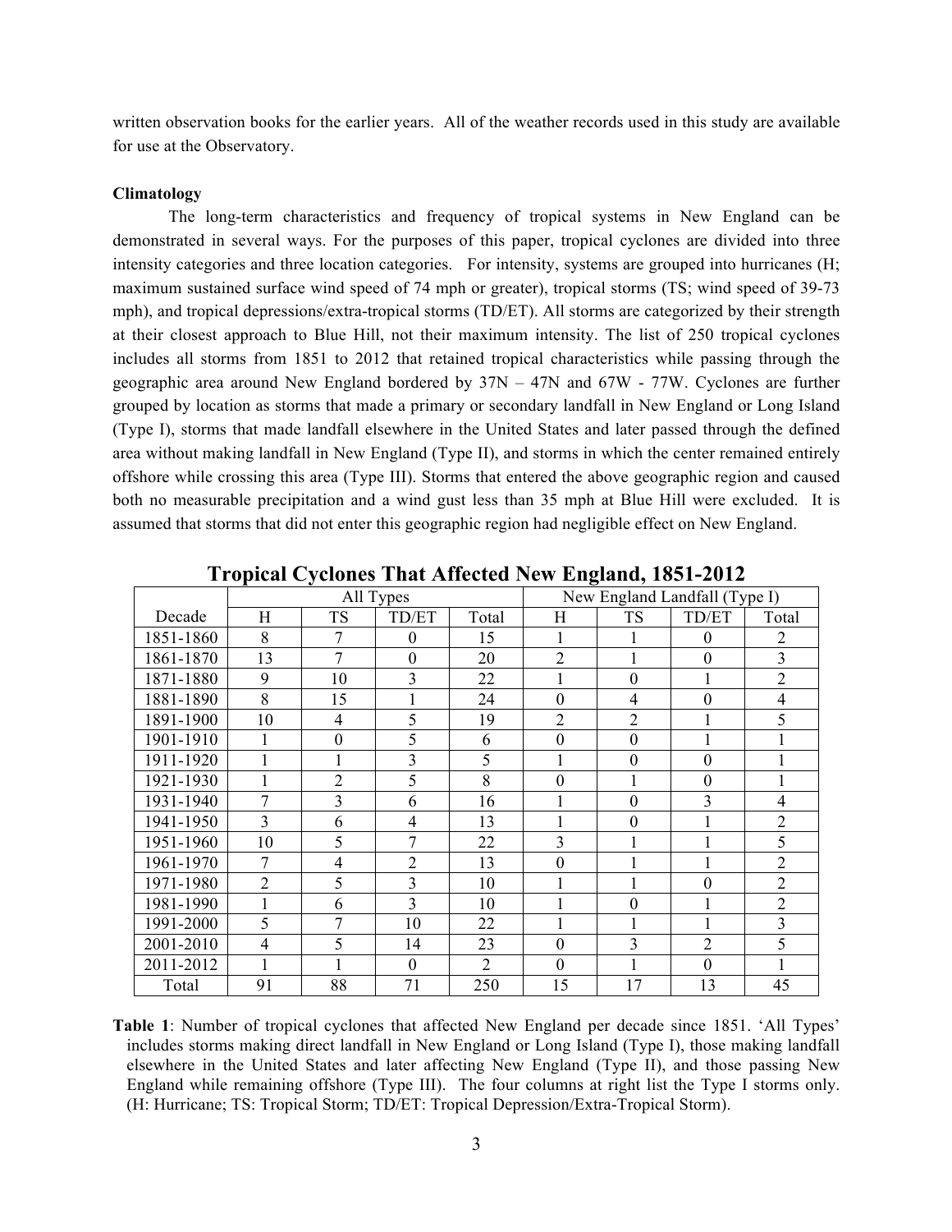written observation books for the earlier years. All of the weather records used in this study are available for use at the Observatory.

**Climatology**

The long-term characteristics and frequency of tropical systems in New England can be demonstrated in several ways. For the purposes of this paper, tropical cyclones are divided into three intensity categories and three location categories. For intensity, systems are grouped into hurricanes (H; maximum sustained surface wind speed of 74 mph or greater), tropical storms (TS; wind speed of 39-73 mph), and tropical depressions/extra-tropical storms (TD/ET). All storms are categorized by their strength at their closest approach to Blue Hill, not their maximum intensity. The list of 250 tropical cyclones includes all storms from 1851 to 2012 that retained tropical characteristics while passing through the geographic area around New England bordered by 37N – 47N and 67W - 77W. Cyclones are further grouped by location as storms that made a primary or secondary landfall in New England or Long Island (Type I), storms that made landfall elsewhere in the United States and later passed through the defined area without making landfall in New England (Type II), and storms in which the center remained entirely offshore while crossing this area (Type III). Storms that entered the above geographic region and caused both no measurable precipitation and a wind gust less than 35 mph at Blue Hill were excluded. It is assumed that storms that did not enter this geographic region had negligible effect on New England.

**Tropical Cyclones That Affected New England, 1851-2012**

| | All Types | | | | New England Landfall (Type I) | | | |
|---|---|---|---|---|---|---|---|---|
| Decade | H | TS | TD/ET | Total | H | TS | TD/ET | Total |
| 1851-1860 | 8 | 7 | 0 | 15 | 1 | 1 | 0 | 2 |
| 1861-1870 | 13 | 7 | 0 | 20 | 2 | 1 | 0 | 3 |
| 1871-1880 | 9 | 10 | 3 | 22 | 1 | 0 | 1 | 2 |
| 1881-1890 | 8 | 15 | 1 | 24 | 0 | 4 | 0 | 4 |
| 1891-1900 | 10 | 4 | 5 | 19 | 2 | 2 | 1 | 5 |
| 1901-1910 | 1 | 0 | 5 | 6 | 0 | 0 | 1 | 1 |
| 1911-1920 | 1 | 1 | 3 | 5 | 1 | 0 | 0 | 1 |
| 1921-1930 | 1 | 2 | 5 | 8 | 0 | 1 | 0 | 1 |
| 1931-1940 | 7 | 3 | 6 | 16 | 1 | 0 | 3 | 4 |
| 1941-1950 | 3 | 6 | 4 | 13 | 1 | 0 | 1 | 2 |
| 1951-1960 | 10 | 5 | 7 | 22 | 3 | 1 | 1 | 5 |
| 1961-1970 | 7 | 4 | 2 | 13 | 0 | 1 | 1 | 2 |
| 1971-1980 | 2 | 5 | 3 | 10 | 1 | 1 | 0 | 2 |
| 1981-1990 | 1 | 6 | 3 | 10 | 1 | 0 | 1 | 2 |
| 1991-2000 | 5 | 7 | 10 | 22 | 1 | 1 | 1 | 3 |
| 2001-2010 | 4 | 5 | 14 | 23 | 0 | 3 | 2 | 5 |
| 2011-2012 | 1 | 1 | 0 | 2 | 0 | 1 | 0 | 1 |
| Total | 91 | 88 | 71 | 250 | 15 | 17 | 13 | 45 |

**Table 1**: Number of tropical cyclones that affected New England per decade since 1851. 'All Types' includes storms making direct landfall in New England or Long Island (Type I), those making landfall elsewhere in the United States and later affecting New England (Type II), and those passing New England while remaining offshore (Type III). The four columns at right list the Type I storms only. (H: Hurricane; TS: Tropical Storm; TD/ET: Tropical Depression/Extra-Tropical Storm).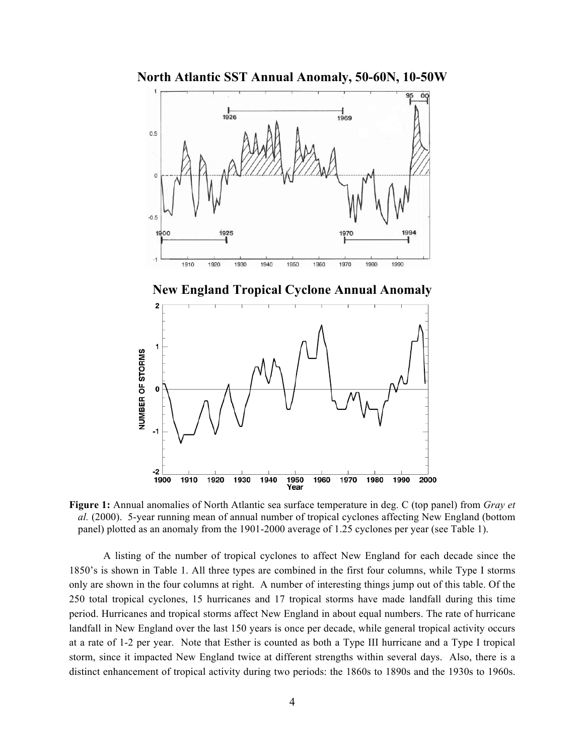**Figure 1:** Annual anomalies of North Atlantic sea surface temperature in deg. C (top panel) from *Gray et al.* (2000). 5-year running mean of annual number of tropical cyclones affecting New England (bottom panel) plotted as an anomaly from the 1901-2000 average of 1.25 cyclones per year (see Table 1).

A listing of the number of tropical cyclones to affect New England for each decade since the 1850's is shown in Table 1. All three types are combined in the first four columns, while Type I storms only are shown in the four columns at right. A number of interesting things jump out of this table. Of the 250 total tropical cyclones, 15 hurricanes and 17 tropical storms have made landfall during this time period. Hurricanes and tropical storms affect New England in about equal numbers. The rate of hurricane landfall in New England over the last 150 years is once per decade, while general tropical activity occurs at a rate of 1-2 per year. Note that Esther is counted as both a Type III hurricane and a Type I tropical storm, since it impacted New England twice at different strengths within several days. Also, there is a distinct enhancement of tropical activity during two periods: the 1860s to 1890s and the 1930s to 1960s.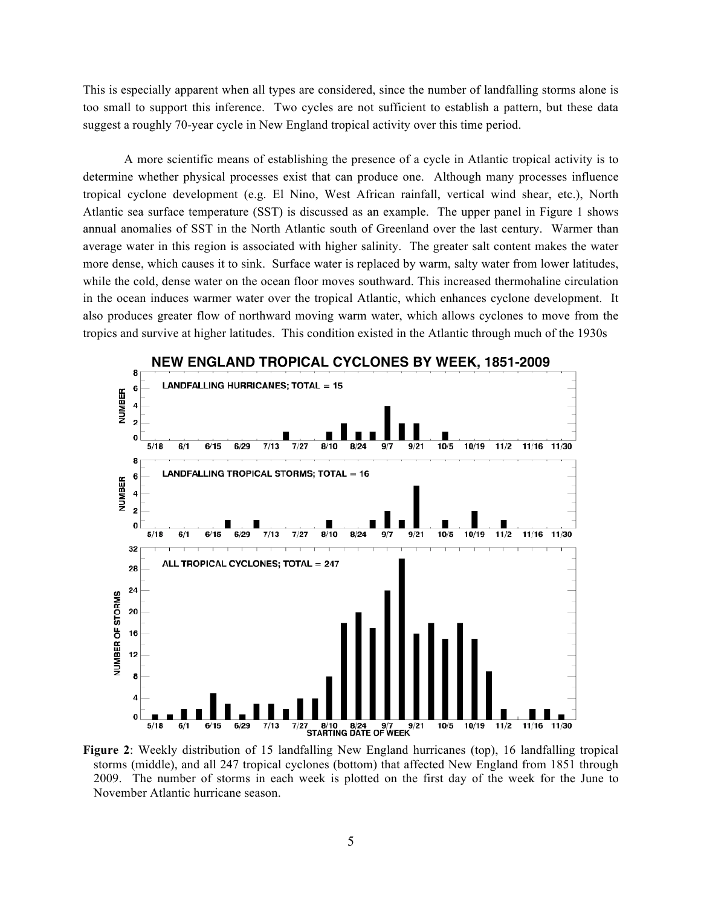This is especially apparent when all types are considered, since the number of landfalling storms alone is too small to support this inference. Two cycles are not sufficient to establish a pattern, but these data suggest a roughly 70-year cycle in New England tropical activity over this time period.

A more scientific means of establishing the presence of a cycle in Atlantic tropical activity is to determine whether physical processes exist that can produce one. Although many processes influence tropical cyclone development (e.g. El Nino, West African rainfall, vertical wind shear, etc.), North Atlantic sea surface temperature (SST) is discussed as an example. The upper panel in Figure 1 shows annual anomalies of SST in the North Atlantic south of Greenland over the last century. Warmer than average water in this region is associated with higher salinity. The greater salt content makes the water more dense, which causes it to sink. Surface water is replaced by warm, salty water from lower latitudes, while the cold, dense water on the ocean floor moves southward. This increased thermohaline circulation in the ocean induces warmer water over the tropical Atlantic, which enhances cyclone development. It also produces greater flow of northward moving warm water, which allows cyclones to move from the tropics and survive at higher latitudes. This condition existed in the Atlantic through much of the 1930s

**Figure 2**: Weekly distribution of 15 landfalling New England hurricanes (top), 16 landfalling tropical storms (middle), and all 247 tropical cyclones (bottom) that affected New England from 1851 through 2009. The number of storms in each week is plotted on the first day of the week for the June to November Atlantic hurricane season.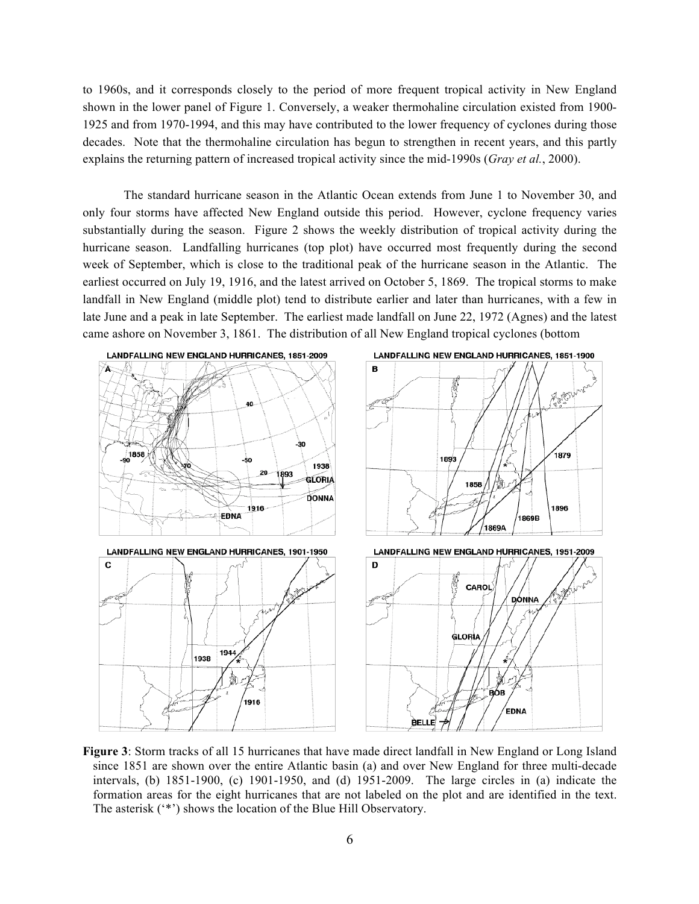to 1960s, and it corresponds closely to the period of more frequent tropical activity in New England shown in the lower panel of Figure 1. Conversely, a weaker thermohaline circulation existed from 1900-1925 and from 1970-1994, and this may have contributed to the lower frequency of cyclones during those decades. Note that the thermohaline circulation has begun to strengthen in recent years, and this partly explains the returning pattern of increased tropical activity since the mid-1990s (*Gray et al.*, 2000).

The standard hurricane season in the Atlantic Ocean extends from June 1 to November 30, and only four storms have affected New England outside this period. However, cyclone frequency varies substantially during the season. Figure 2 shows the weekly distribution of tropical activity during the hurricane season. Landfalling hurricanes (top plot) have occurred most frequently during the second week of September, which is close to the traditional peak of the hurricane season in the Atlantic. The earliest occurred on July 19, 1916, and the latest arrived on October 5, 1869. The tropical storms to make landfall in New England (middle plot) tend to distribute earlier and later than hurricanes, with a few in late June and a peak in late September. The earliest made landfall on June 22, 1972 (Agnes) and the latest came ashore on November 3, 1861. The distribution of all New England tropical cyclones (bottom

**Figure 3**: Storm tracks of all 15 hurricanes that have made direct landfall in New England or Long Island since 1851 are shown over the entire Atlantic basin (a) and over New England for three multi-decade intervals, (b) 1851-1900, (c) 1901-1950, and (d) 1951-2009. The large circles in (a) indicate the formation areas for the eight hurricanes that are not labeled on the plot and are identified in the text. The asterisk ('*') shows the location of the Blue Hill Observatory.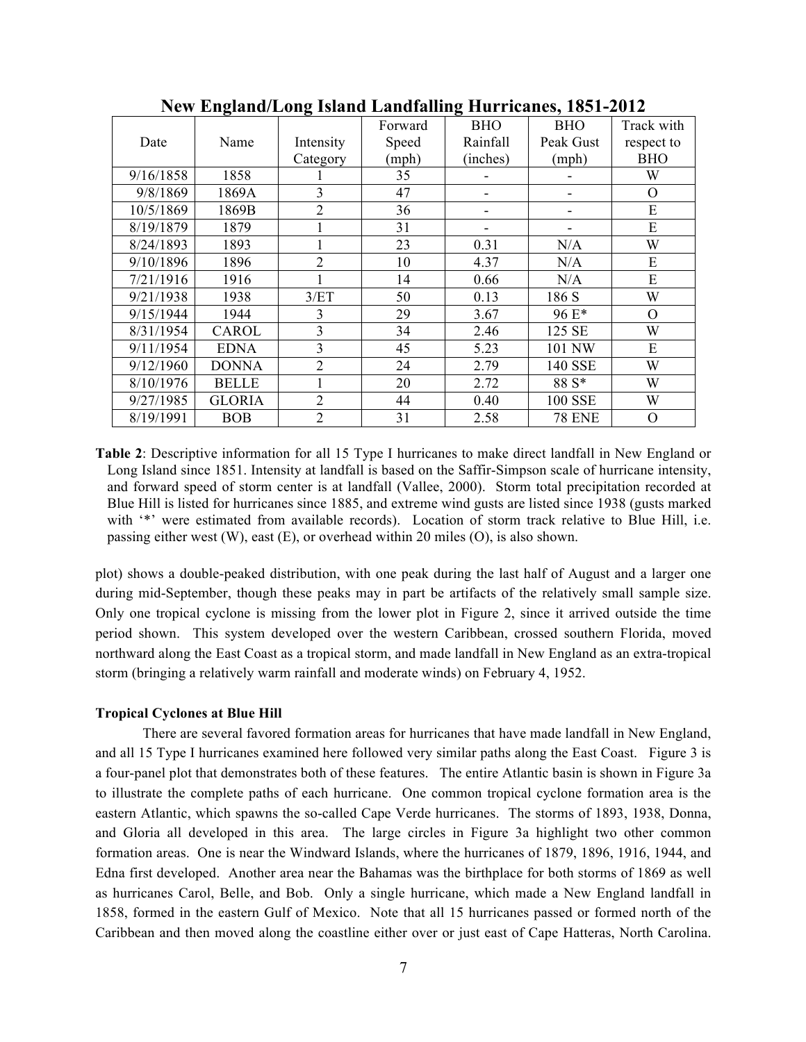**New England/Long Island Landfalling Hurricanes, 1851-2012**

| Date | Name | Intensity Category | Forward Speed (mph) | BHO Rainfall (inches) | BHO Peak Gust (mph) | Track with respect to BHO |
|---|---|---|---|---|---|---|
| 9/16/1858 | 1858 | 1 | 35 | - | - | W |
| 9/8/1869 | 1869A | 3 | 47 | - | - | O |
| 10/5/1869 | 1869B | 2 | 36 | - | - | E |
| 8/19/1879 | 1879 | 1 | 31 | - | - | E |
| 8/24/1893 | 1893 | 1 | 23 | 0.31 | N/A | W |
| 9/10/1896 | 1896 | 2 | 10 | 4.37 | N/A | E |
| 7/21/1916 | 1916 | 1 | 14 | 0.66 | N/A | E |
| 9/21/1938 | 1938 | 3/ET | 50 | 0.13 | 186 S | W |
| 9/15/1944 | 1944 | 3 | 29 | 3.67 | 96 E* | O |
| 8/31/1954 | CAROL | 3 | 34 | 2.46 | 125 SE | W |
| 9/11/1954 | EDNA | 3 | 45 | 5.23 | 101 NW | E |
| 9/12/1960 | DONNA | 2 | 24 | 2.79 | 140 SSE | W |
| 8/10/1976 | BELLE | 1 | 20 | 2.72 | 88 S* | W |
| 9/27/1985 | GLORIA | 2 | 44 | 0.40 | 100 SSE | W |
| 8/19/1991 | BOB | 2 | 31 | 2.58 | 78 ENE | O |

**Table 2**: Descriptive information for all 15 Type I hurricanes to make direct landfall in New England or Long Island since 1851. Intensity at landfall is based on the Saffir-Simpson scale of hurricane intensity, and forward speed of storm center is at landfall (Vallee, 2000). Storm total precipitation recorded at Blue Hill is listed for hurricanes since 1885, and extreme wind gusts are listed since 1938 (gusts marked with '*' were estimated from available records). Location of storm track relative to Blue Hill, i.e. passing either west (W), east (E), or overhead within 20 miles (O), is also shown.

plot) shows a double-peaked distribution, with one peak during the last half of August and a larger one during mid-September, though these peaks may in part be artifacts of the relatively small sample size. Only one tropical cyclone is missing from the lower plot in Figure 2, since it arrived outside the time period shown. This system developed over the western Caribbean, crossed southern Florida, moved northward along the East Coast as a tropical storm, and made landfall in New England as an extra-tropical storm (bringing a relatively warm rainfall and moderate winds) on February 4, 1952.

**Tropical Cyclones at Blue Hill**

There are several favored formation areas for hurricanes that have made landfall in New England, and all 15 Type I hurricanes examined here followed very similar paths along the East Coast. Figure 3 is a four-panel plot that demonstrates both of these features. The entire Atlantic basin is shown in Figure 3a to illustrate the complete paths of each hurricane. One common tropical cyclone formation area is the eastern Atlantic, which spawns the so-called Cape Verde hurricanes. The storms of 1893, 1938, Donna, and Gloria all developed in this area. The large circles in Figure 3a highlight two other common formation areas. One is near the Windward Islands, where the hurricanes of 1879, 1896, 1916, 1944, and Edna first developed. Another area near the Bahamas was the birthplace for both storms of 1869 as well as hurricanes Carol, Belle, and Bob. Only a single hurricane, which made a New England landfall in 1858, formed in the eastern Gulf of Mexico. Note that all 15 hurricanes passed or formed north of the Caribbean and then moved along the coastline either over or just east of Cape Hatteras, North Carolina.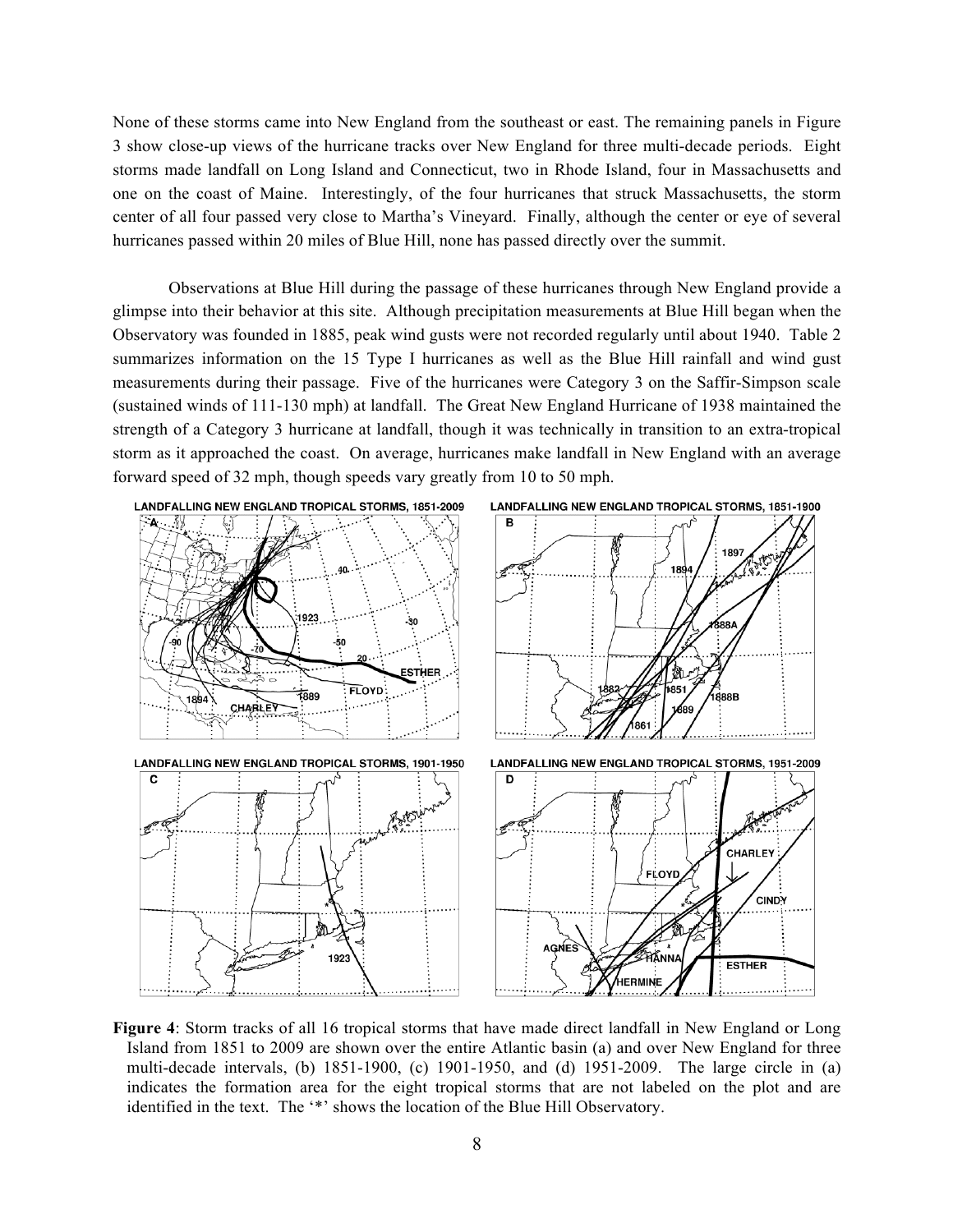None of these storms came into New England from the southeast or east. The remaining panels in Figure 3 show close-up views of the hurricane tracks over New England for three multi-decade periods. Eight storms made landfall on Long Island and Connecticut, two in Rhode Island, four in Massachusetts and one on the coast of Maine. Interestingly, of the four hurricanes that struck Massachusetts, the storm center of all four passed very close to Martha's Vineyard. Finally, although the center or eye of several hurricanes passed within 20 miles of Blue Hill, none has passed directly over the summit.

Observations at Blue Hill during the passage of these hurricanes through New England provide a glimpse into their behavior at this site. Although precipitation measurements at Blue Hill began when the Observatory was founded in 1885, peak wind gusts were not recorded regularly until about 1940. Table 2 summarizes information on the 15 Type I hurricanes as well as the Blue Hill rainfall and wind gust measurements during their passage. Five of the hurricanes were Category 3 on the Saffir-Simpson scale (sustained winds of 111-130 mph) at landfall. The Great New England Hurricane of 1938 maintained the strength of a Category 3 hurricane at landfall, though it was technically in transition to an extra-tropical storm as it approached the coast. On average, hurricanes make landfall in New England with an average forward speed of 32 mph, though speeds vary greatly from 10 to 50 mph.

**Figure 4**: Storm tracks of all 16 tropical storms that have made direct landfall in New England or Long Island from 1851 to 2009 are shown over the entire Atlantic basin (a) and over New England for three multi-decade intervals, (b) 1851-1900, (c) 1901-1950, and (d) 1951-2009. The large circle in (a) indicates the formation area for the eight tropical storms that are not labeled on the plot and are identified in the text. The '*' shows the location of the Blue Hill Observatory.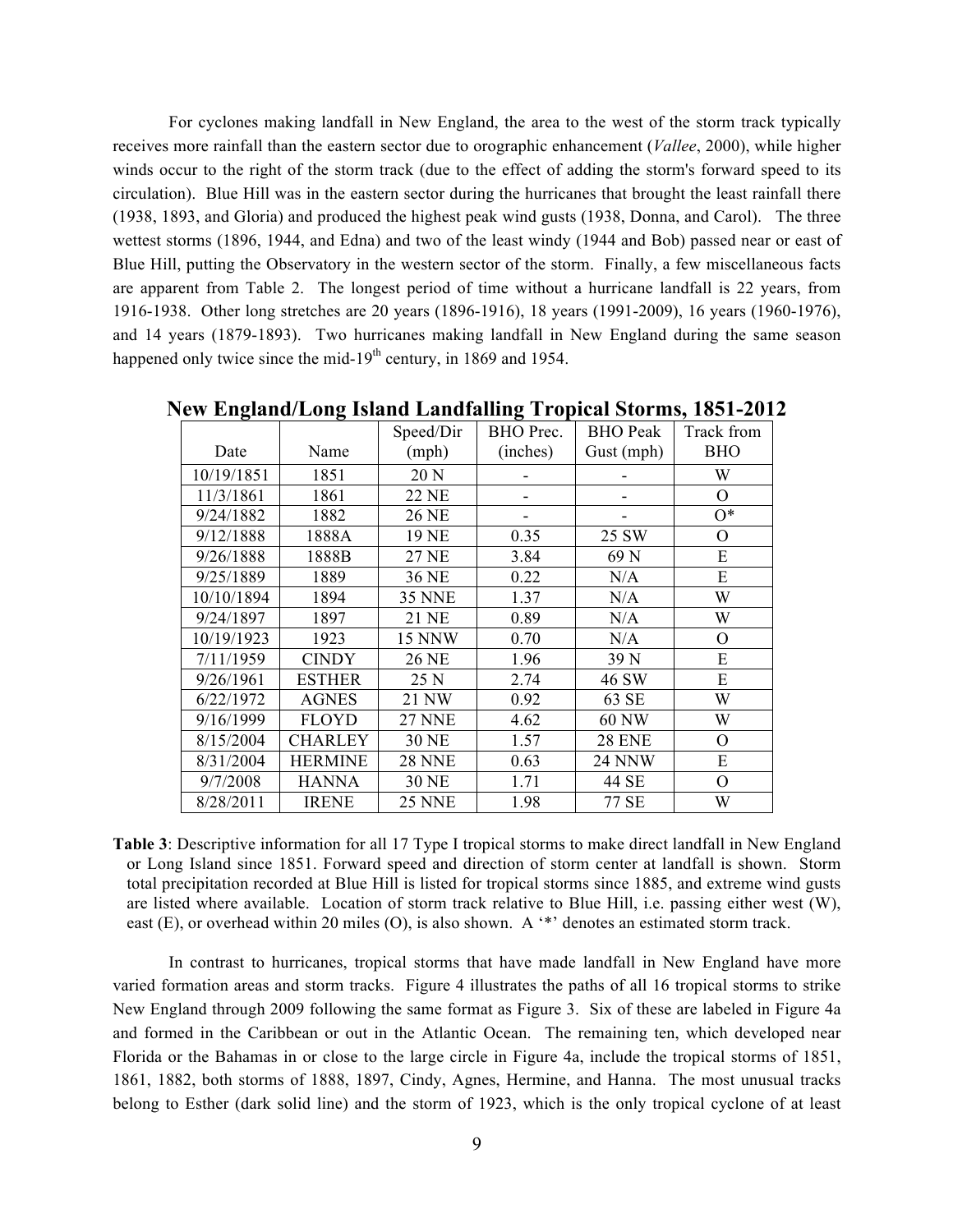For cyclones making landfall in New England, the area to the west of the storm track typically receives more rainfall than the eastern sector due to orographic enhancement (*Vallee*, 2000), while higher winds occur to the right of the storm track (due to the effect of adding the storm's forward speed to its circulation). Blue Hill was in the eastern sector during the hurricanes that brought the least rainfall there (1938, 1893, and Gloria) and produced the highest peak wind gusts (1938, Donna, and Carol). The three wettest storms (1896, 1944, and Edna) and two of the least windy (1944 and Bob) passed near or east of Blue Hill, putting the Observatory in the western sector of the storm. Finally, a few miscellaneous facts are apparent from Table 2. The longest period of time without a hurricane landfall is 22 years, from 1916-1938. Other long stretches are 20 years (1896-1916), 18 years (1991-2009), 16 years (1960-1976), and 14 years (1879-1893). Two hurricanes making landfall in New England during the same season happened only twice since the mid-19th century, in 1869 and 1954.

## New England/Long Island Landfalling Tropical Storms, 1851-2012

| Date | Name | Speed/Dir (mph) | BHO Prec. (inches) | BHO Peak Gust (mph) | Track from BHO |
|---|---|---|---|---|---|
| 10/19/1851 | 1851 | 20 N | - | - | W |
| 11/3/1861 | 1861 | 22 NE | - | - | O |
| 9/24/1882 | 1882 | 26 NE | - | - | O* |
| 9/12/1888 | 1888A | 19 NE | 0.35 | 25 SW | O |
| 9/26/1888 | 1888B | 27 NE | 3.84 | 69 N | E |
| 9/25/1889 | 1889 | 36 NE | 0.22 | N/A | E |
| 10/10/1894 | 1894 | 35 NNE | 1.37 | N/A | W |
| 9/24/1897 | 1897 | 21 NE | 0.89 | N/A | W |
| 10/19/1923 | 1923 | 15 NNW | 0.70 | N/A | O |
| 7/11/1959 | CINDY | 26 NE | 1.96 | 39 N | E |
| 9/26/1961 | ESTHER | 25 N | 2.74 | 46 SW | E |
| 6/22/1972 | AGNES | 21 NW | 0.92 | 63 SE | W |
| 9/16/1999 | FLOYD | 27 NNE | 4.62 | 60 NW | W |
| 8/15/2004 | CHARLEY | 30 NE | 1.57 | 28 ENE | O |
| 8/31/2004 | HERMINE | 28 NNE | 0.63 | 24 NNW | E |
| 9/7/2008 | HANNA | 30 NE | 1.71 | 44 SE | O |
| 8/28/2011 | IRENE | 25 NNE | 1.98 | 77 SE | W |

**Table 3**: Descriptive information for all 17 Type I tropical storms to make direct landfall in New England or Long Island since 1851. Forward speed and direction of storm center at landfall is shown. Storm total precipitation recorded at Blue Hill is listed for tropical storms since 1885, and extreme wind gusts are listed where available. Location of storm track relative to Blue Hill, i.e. passing either west (W), east (E), or overhead within 20 miles (O), is also shown. A '*' denotes an estimated storm track.

In contrast to hurricanes, tropical storms that have made landfall in New England have more varied formation areas and storm tracks. Figure 4 illustrates the paths of all 16 tropical storms to strike New England through 2009 following the same format as Figure 3. Six of these are labeled in Figure 4a and formed in the Caribbean or out in the Atlantic Ocean. The remaining ten, which developed near Florida or the Bahamas in or close to the large circle in Figure 4a, include the tropical storms of 1851, 1861, 1882, both storms of 1888, 1897, Cindy, Agnes, Hermine, and Hanna. The most unusual tracks belong to Esther (dark solid line) and the storm of 1923, which is the only tropical cyclone of at least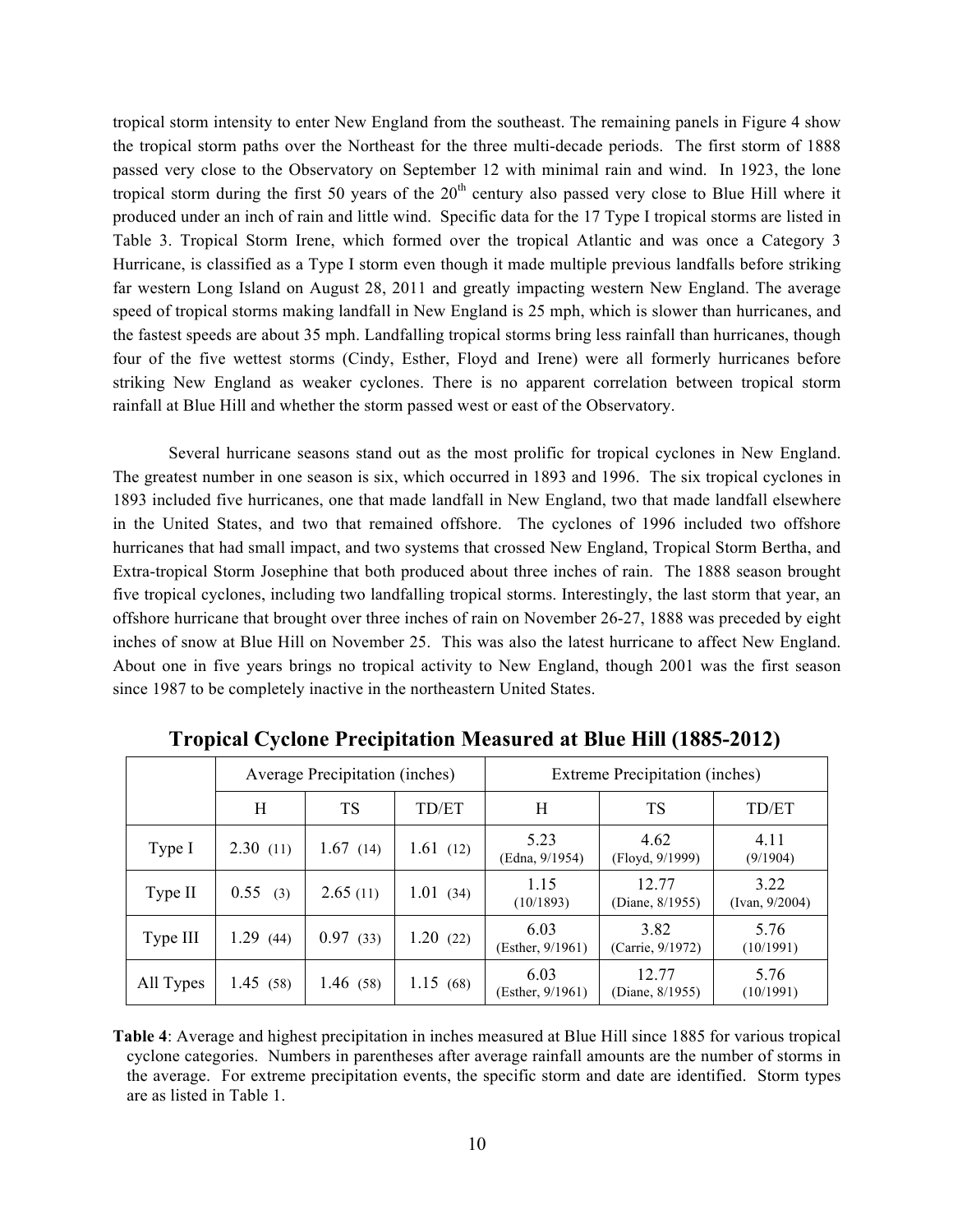tropical storm intensity to enter New England from the southeast. The remaining panels in Figure 4 show the tropical storm paths over the Northeast for the three multi-decade periods. The first storm of 1888 passed very close to the Observatory on September 12 with minimal rain and wind. In 1923, the lone tropical storm during the first 50 years of the 20th century also passed very close to Blue Hill where it produced under an inch of rain and little wind. Specific data for the 17 Type I tropical storms are listed in Table 3. Tropical Storm Irene, which formed over the tropical Atlantic and was once a Category 3 Hurricane, is classified as a Type I storm even though it made multiple previous landfalls before striking far western Long Island on August 28, 2011 and greatly impacting western New England. The average speed of tropical storms making landfall in New England is 25 mph, which is slower than hurricanes, and the fastest speeds are about 35 mph. Landfalling tropical storms bring less rainfall than hurricanes, though four of the five wettest storms (Cindy, Esther, Floyd and Irene) were all formerly hurricanes before striking New England as weaker cyclones. There is no apparent correlation between tropical storm rainfall at Blue Hill and whether the storm passed west or east of the Observatory.

Several hurricane seasons stand out as the most prolific for tropical cyclones in New England. The greatest number in one season is six, which occurred in 1893 and 1996. The six tropical cyclones in 1893 included five hurricanes, one that made landfall in New England, two that made landfall elsewhere in the United States, and two that remained offshore. The cyclones of 1996 included two offshore hurricanes that had small impact, and two systems that crossed New England, Tropical Storm Bertha, and Extra-tropical Storm Josephine that both produced about three inches of rain. The 1888 season brought five tropical cyclones, including two landfalling tropical storms. Interestingly, the last storm that year, an offshore hurricane that brought over three inches of rain on November 26-27, 1888 was preceded by eight inches of snow at Blue Hill on November 25. This was also the latest hurricane to affect New England. About one in five years brings no tropical activity to New England, though 2001 was the first season since 1987 to be completely inactive in the northeastern United States.

## Tropical Cyclone Precipitation Measured at Blue Hill (1885-2012)

| | Average Precipitation (inches) | | | Extreme Precipitation (inches) | | |
|---|---|---|---|---|---|---|
| | H | TS | TD/ET | H | TS | TD/ET |
| Type I | 2.30 (11) | 1.67 (14) | 1.61 (12) | 5.23 (Edna, 9/1954) | 4.62 (Floyd, 9/1999) | 4.11 (9/1904) |
| Type II | 0.55 (3) | 2.65 (11) | 1.01 (34) | 1.15 (10/1893) | 12.77 (Diane, 8/1955) | 3.22 (Ivan, 9/2004) |
| Type III | 1.29 (44) | 0.97 (33) | 1.20 (22) | 6.03 (Esther, 9/1961) | 3.82 (Carrie, 9/1972) | 5.76 (10/1991) |
| All Types | 1.45 (58) | 1.46 (58) | 1.15 (68) | 6.03 (Esther, 9/1961) | 12.77 (Diane, 8/1955) | 5.76 (10/1991) |

**Table 4**: Average and highest precipitation in inches measured at Blue Hill since 1885 for various tropical cyclone categories. Numbers in parentheses after average rainfall amounts are the number of storms in the average. For extreme precipitation events, the specific storm and date are identified. Storm types are as listed in Table 1.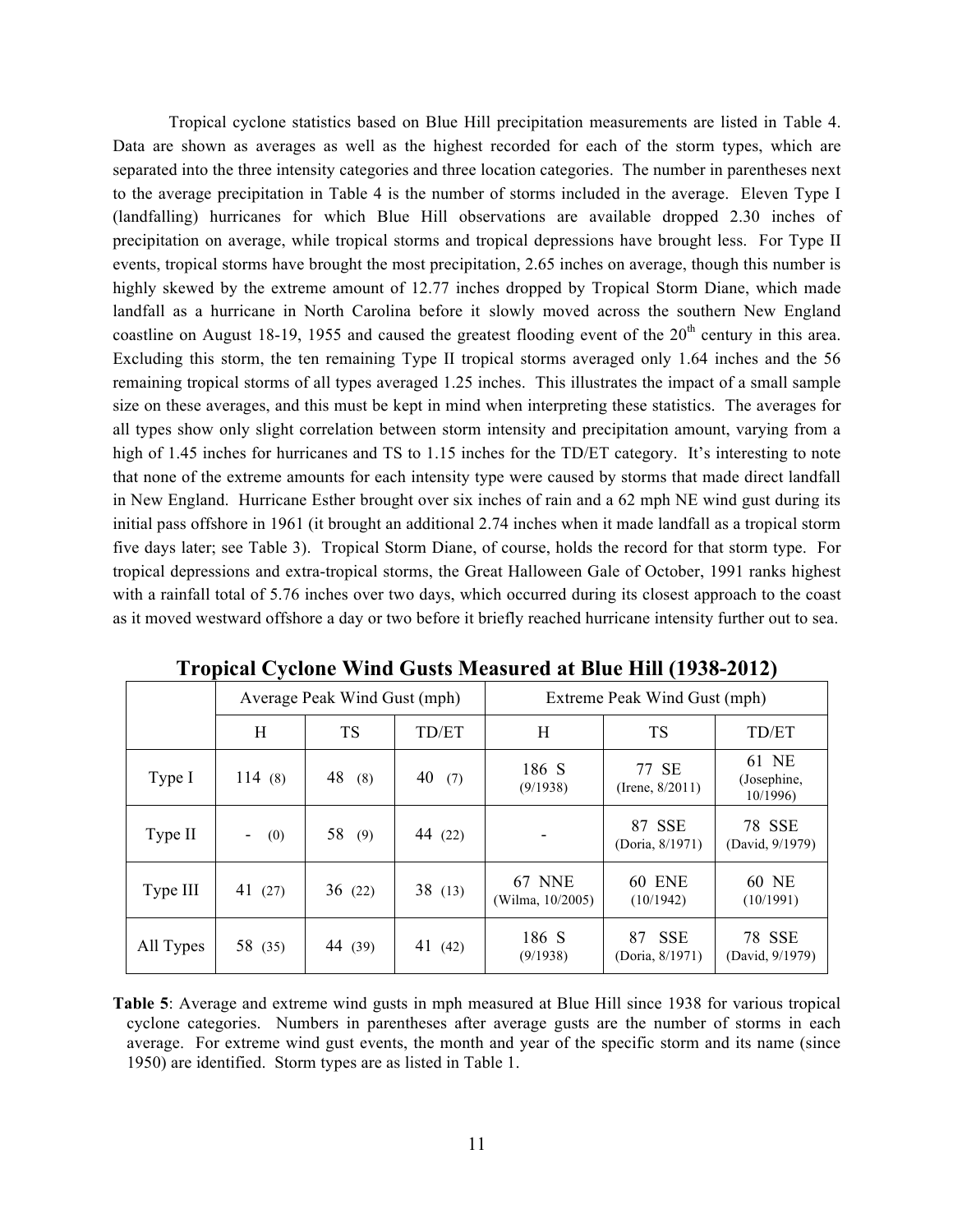Tropical cyclone statistics based on Blue Hill precipitation measurements are listed in Table 4. Data are shown as averages as well as the highest recorded for each of the storm types, which are separated into the three intensity categories and three location categories. The number in parentheses next to the average precipitation in Table 4 is the number of storms included in the average. Eleven Type I (landfalling) hurricanes for which Blue Hill observations are available dropped 2.30 inches of precipitation on average, while tropical storms and tropical depressions have brought less. For Type II events, tropical storms have brought the most precipitation, 2.65 inches on average, though this number is highly skewed by the extreme amount of 12.77 inches dropped by Tropical Storm Diane, which made landfall as a hurricane in North Carolina before it slowly moved across the southern New England coastline on August 18-19, 1955 and caused the greatest flooding event of the 20th century in this area. Excluding this storm, the ten remaining Type II tropical storms averaged only 1.64 inches and the 56 remaining tropical storms of all types averaged 1.25 inches. This illustrates the impact of a small sample size on these averages, and this must be kept in mind when interpreting these statistics. The averages for all types show only slight correlation between storm intensity and precipitation amount, varying from a high of 1.45 inches for hurricanes and TS to 1.15 inches for the TD/ET category. It's interesting to note that none of the extreme amounts for each intensity type were caused by storms that made direct landfall in New England. Hurricane Esther brought over six inches of rain and a 62 mph NE wind gust during its initial pass offshore in 1961 (it brought an additional 2.74 inches when it made landfall as a tropical storm five days later; see Table 3). Tropical Storm Diane, of course, holds the record for that storm type. For tropical depressions and extra-tropical storms, the Great Halloween Gale of October, 1991 ranks highest with a rainfall total of 5.76 inches over two days, which occurred during its closest approach to the coast as it moved westward offshore a day or two before it briefly reached hurricane intensity further out to sea.

**Tropical Cyclone Wind Gusts Measured at Blue Hill (1938-2012)**

| | Average Peak Wind Gust (mph) | | | Extreme Peak Wind Gust (mph) | | |
|---|---|---|---|---|---|---|
| | H | TS | TD/ET | H | TS | TD/ET |
| Type I | 114 (8) | 48 (8) | 40 (7) | 186 S (9/1938) | 77 SE (Irene, 8/2011) | 61 NE (Josephine, 10/1996) |
| Type II | - (0) | 58 (9) | 44 (22) | - | 87 SSE (Doria, 8/1971) | 78 SSE (David, 9/1979) |
| Type III | 41 (27) | 36 (22) | 38 (13) | 67 NNE (Wilma, 10/2005) | 60 ENE (10/1942) | 60 NE (10/1991) |
| All Types | 58 (35) | 44 (39) | 41 (42) | 186 S (9/1938) | 87 SSE (Doria, 8/1971) | 78 SSE (David, 9/1979) |

**Table 5**: Average and extreme wind gusts in mph measured at Blue Hill since 1938 for various tropical cyclone categories. Numbers in parentheses after average gusts are the number of storms in each average. For extreme wind gust events, the month and year of the specific storm and its name (since 1950) are identified. Storm types are as listed in Table 1.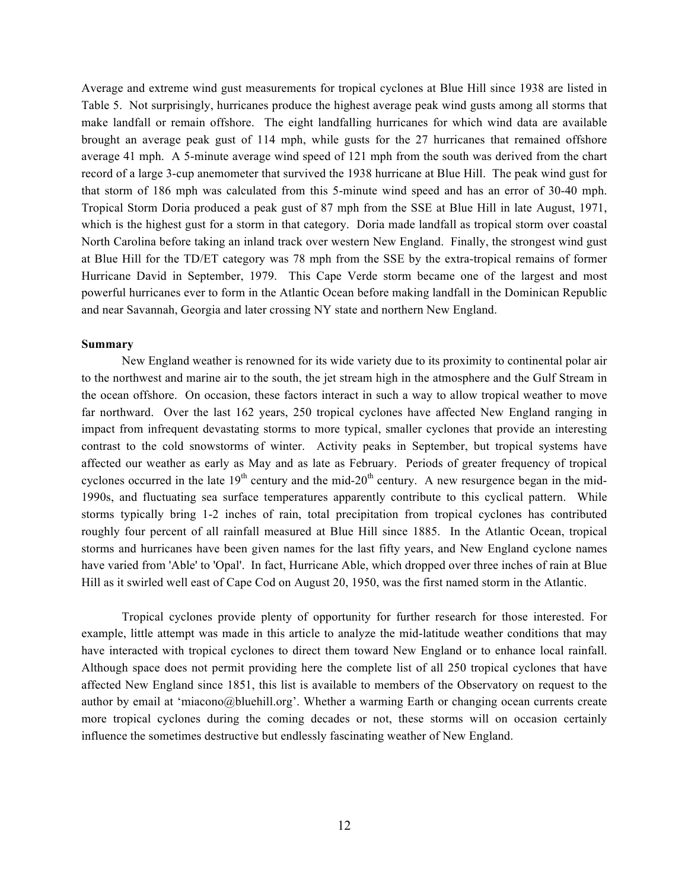Average and extreme wind gust measurements for tropical cyclones at Blue Hill since 1938 are listed in Table 5. Not surprisingly, hurricanes produce the highest average peak wind gusts among all storms that make landfall or remain offshore. The eight landfalling hurricanes for which wind data are available brought an average peak gust of 114 mph, while gusts for the 27 hurricanes that remained offshore average 41 mph. A 5-minute average wind speed of 121 mph from the south was derived from the chart record of a large 3-cup anemometer that survived the 1938 hurricane at Blue Hill. The peak wind gust for that storm of 186 mph was calculated from this 5-minute wind speed and has an error of 30-40 mph. Tropical Storm Doria produced a peak gust of 87 mph from the SSE at Blue Hill in late August, 1971, which is the highest gust for a storm in that category. Doria made landfall as tropical storm over coastal North Carolina before taking an inland track over western New England. Finally, the strongest wind gust at Blue Hill for the TD/ET category was 78 mph from the SSE by the extra-tropical remains of former Hurricane David in September, 1979. This Cape Verde storm became one of the largest and most powerful hurricanes ever to form in the Atlantic Ocean before making landfall in the Dominican Republic and near Savannah, Georgia and later crossing NY state and northern New England.

**Summary**

New England weather is renowned for its wide variety due to its proximity to continental polar air to the northwest and marine air to the south, the jet stream high in the atmosphere and the Gulf Stream in the ocean offshore. On occasion, these factors interact in such a way to allow tropical weather to move far northward. Over the last 162 years, 250 tropical cyclones have affected New England ranging in impact from infrequent devastating storms to more typical, smaller cyclones that provide an interesting contrast to the cold snowstorms of winter. Activity peaks in September, but tropical systems have affected our weather as early as May and as late as February. Periods of greater frequency of tropical cyclones occurred in the late 19th century and the mid-20th century. A new resurgence began in the mid-1990s, and fluctuating sea surface temperatures apparently contribute to this cyclical pattern. While storms typically bring 1-2 inches of rain, total precipitation from tropical cyclones has contributed roughly four percent of all rainfall measured at Blue Hill since 1885. In the Atlantic Ocean, tropical storms and hurricanes have been given names for the last fifty years, and New England cyclone names have varied from 'Able' to 'Opal'. In fact, Hurricane Able, which dropped over three inches of rain at Blue Hill as it swirled well east of Cape Cod on August 20, 1950, was the first named storm in the Atlantic.

Tropical cyclones provide plenty of opportunity for further research for those interested. For example, little attempt was made in this article to analyze the mid-latitude weather conditions that may have interacted with tropical cyclones to direct them toward New England or to enhance local rainfall. Although space does not permit providing here the complete list of all 250 tropical cyclones that have affected New England since 1851, this list is available to members of the Observatory on request to the author by email at 'miacono@bluehill.org'. Whether a warming Earth or changing ocean currents create more tropical cyclones during the coming decades or not, these storms will on occasion certainly influence the sometimes destructive but endlessly fascinating weather of New England.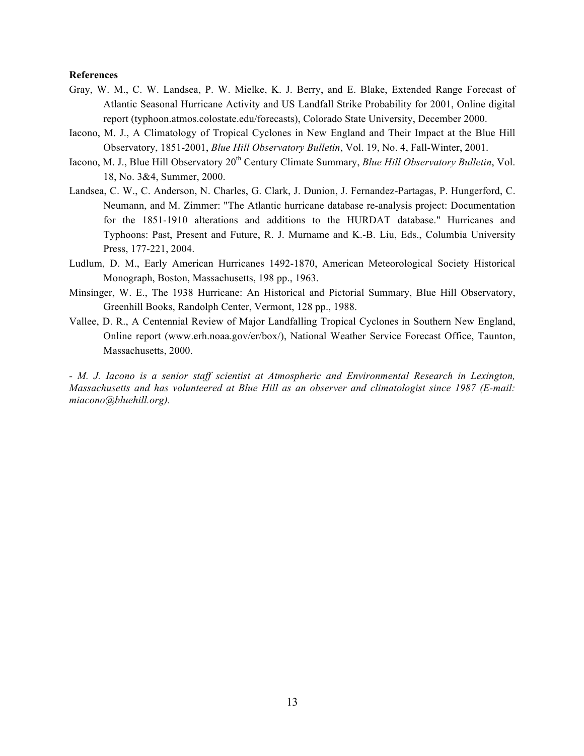**References**

Gray, W. M., C. W. Landsea, P. W. Mielke, K. J. Berry, and E. Blake, Extended Range Forecast of Atlantic Seasonal Hurricane Activity and US Landfall Strike Probability for 2001, Online digital report (typhoon.atmos.colostate.edu/forecasts), Colorado State University, December 2000.

Iacono, M. J., A Climatology of Tropical Cyclones in New England and Their Impact at the Blue Hill Observatory, 1851-2001, *Blue Hill Observatory Bulletin*, Vol. 19, No. 4, Fall-Winter, 2001.

Iacono, M. J., Blue Hill Observatory 20th Century Climate Summary, *Blue Hill Observatory Bulletin*, Vol. 18, No. 3&4, Summer, 2000.

Landsea, C. W., C. Anderson, N. Charles, G. Clark, J. Dunion, J. Fernandez-Partagas, P. Hungerford, C. Neumann, and M. Zimmer: "The Atlantic hurricane database re-analysis project: Documentation for the 1851-1910 alterations and additions to the HURDAT database." Hurricanes and Typhoons: Past, Present and Future, R. J. Murname and K.-B. Liu, Eds., Columbia University Press, 177-221, 2004.

Ludlum, D. M., Early American Hurricanes 1492-1870, American Meteorological Society Historical Monograph, Boston, Massachusetts, 198 pp., 1963.

Minsinger, W. E., The 1938 Hurricane: An Historical and Pictorial Summary, Blue Hill Observatory, Greenhill Books, Randolph Center, Vermont, 128 pp., 1988.

Vallee, D. R., A Centennial Review of Major Landfalling Tropical Cyclones in Southern New England, Online report (www.erh.noaa.gov/er/box/), National Weather Service Forecast Office, Taunton, Massachusetts, 2000.

*- M. J. Iacono is a senior staff scientist at Atmospheric and Environmental Research in Lexington, Massachusetts and has volunteered at Blue Hill as an observer and climatologist since 1987 (E-mail: miacono@bluehill.org).*